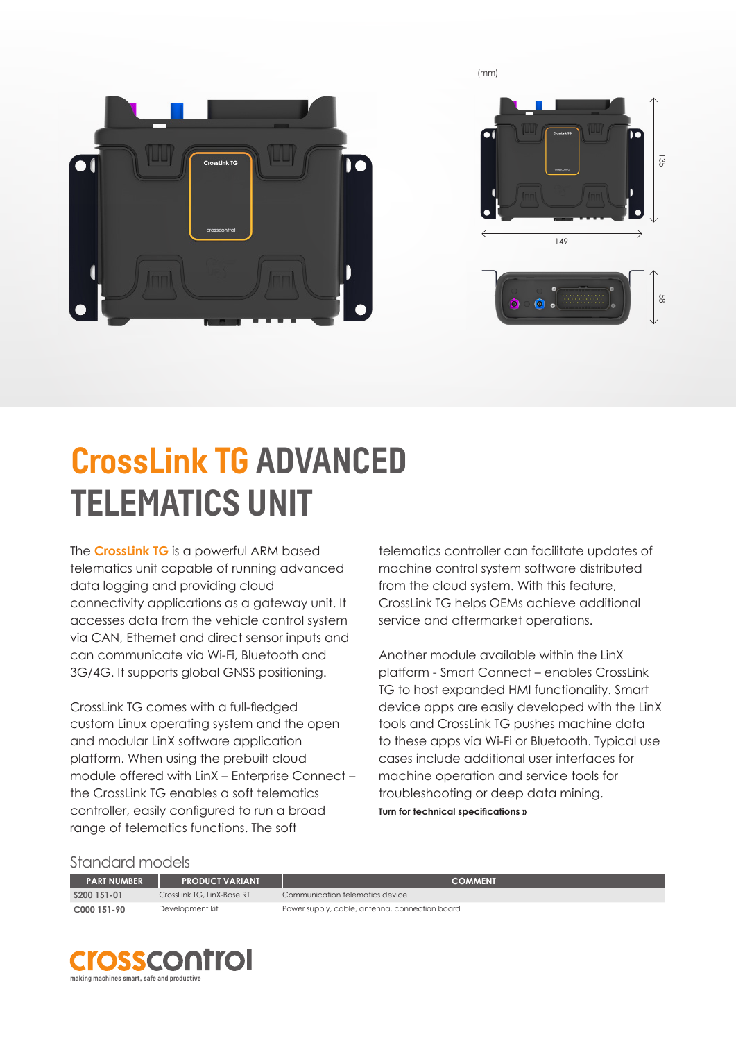(mm)

135

149

58

# CrossLink TG ADVANCED TELEMATICS UNIT

The **CrossLink TG** is a powerful ARM based telematics unit capable of running advanced data logging and providing cloud connectivity applications as a gateway unit. It accesses data from the vehicle control system via CAN, Ethernet and direct sensor inputs and can communicate via Wi-Fi, Bluetooth and 3G/4G. It supports global GNSS positioning.

CrossLink TG comes with a full-fledged custom Linux operating system and the open and modular LinX software application platform. When using the prebuilt cloud module offered with LinX – Enterprise Connect – the CrossLink TG enables a soft telematics controller, easily configured to run a broad range of telematics functions. The soft telematics controller can facilitate updates of machine control system software distributed from the cloud system. With this feature, CrossLink TG helps OEMs achieve additional service and aftermarket operations.

Another module available within the LinX platform - Smart Connect – enables CrossLink TG to host expanded HMI functionality. Smart device apps are easily developed with the LinX tools and CrossLink TG pushes machine data to these apps via Wi-Fi or Bluetooth. Typical use cases include additional user interfaces for machine operation and service tools for troubleshooting or deep data mining.

**Turn for technical specifications »**

## Standard models

| PART NUMBER | PRODUCT VARIANT | COMMENT |
|---|---|---|
| S200 151-01 | CrossLink TG, LinX-Base RT | Communication telematics device |
| C000 151-90 | Development kit | Power supply, cable, antenna, connection board |

crosscontrol

making machines smart, safe and productive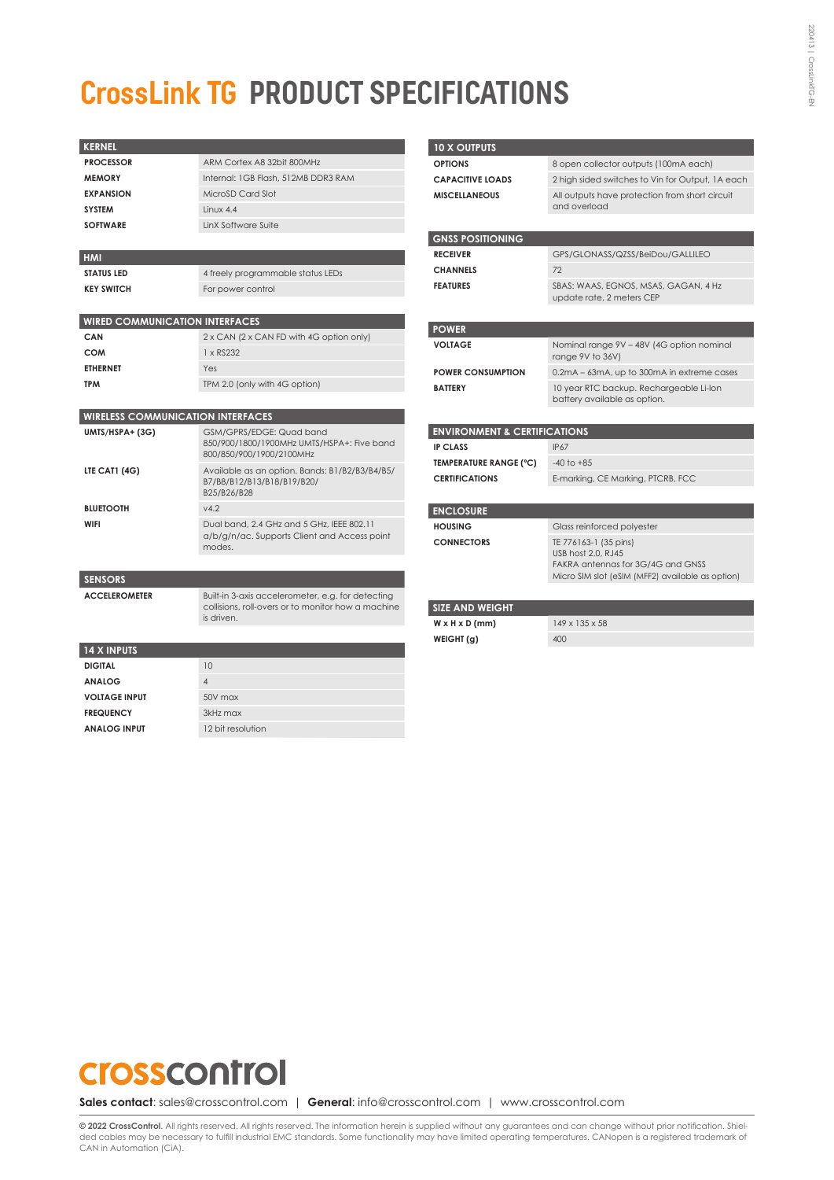# CrossLink TG PRODUCT SPECIFICATIONS

| KERNEL | |
|---|---|
| PROCESSOR | ARM Cortex A8 32bit 800MHz |
| MEMORY | Internal: 1GB Flash, 512MB DDR3 RAM |
| EXPANSION | MicroSD Card Slot |
| SYSTEM | Linux 4.4 |
| SOFTWARE | LinX Software Suite |

| HMI | |
|---|---|
| STATUS LED | 4 freely programmable status LEDs |
| KEY SWITCH | For power control |

| WIRED COMMUNICATION INTERFACES | |
|---|---|
| CAN | 2 x CAN (2 x CAN FD with 4G option only) |
| COM | 1 x RS232 |
| ETHERNET | Yes |
| TPM | TPM 2.0 (only with 4G option) |

| WIRELESS COMMUNICATION INTERFACES | |
|---|---|
| UMTS/HSPA+ (3G) | GSM/GPRS/EDGE: Quad band 850/900/1800/1900MHz UMTS/HSPA+: Five band 800/850/900/1900/2100MHz |
| LTE CAT1 (4G) | Available as an option. Bands: B1/B2/B3/B4/B5/ B7/B8/B12/B13/B18/B19/B20/ B25/B26/B28 |
| BLUETOOTH | v4.2 |
| WIFI | Dual band, 2.4 GHz and 5 GHz, IEEE 802.11 a/b/g/n/ac. Supports Client and Access point modes. |

| SENSORS | |
|---|---|
| ACCELEROMETER | Built-in 3-axis accelerometer, e.g. for detecting collisions, roll-overs or to monitor how a machine is driven. |

| 14 X INPUTS | |
|---|---|
| DIGITAL | 10 |
| ANALOG | 4 |
| VOLTAGE INPUT | 50V max |
| FREQUENCY | 3kHz max |
| ANALOG INPUT | 12 bit resolution |

| 10 X OUTPUTS | |
|---|---|
| OPTIONS | 8 open collector outputs (100mA each) |
| CAPACITIVE LOADS | 2 high sided switches to Vin for Output, 1A each |
| MISCELLANEOUS | All outputs have protection from short circuit and overload |

| GNSS POSITIONING | |
|---|---|
| RECEIVER | GPS/GLONASS/QZSS/BeiDou/GALLILEO |
| CHANNELS | 72 |
| FEATURES | SBAS: WAAS, EGNOS, MSAS, GAGAN, 4 Hz update rate, 2 meters CEP |

| POWER | |
|---|---|
| VOLTAGE | Nominal range 9V – 48V (4G option nominal range 9V to 36V) |
| POWER CONSUMPTION | 0.2mA – 63mA, up to 300mA in extreme cases |
| BATTERY | 10 year RTC backup. Rechargeable Li-Ion battery available as option. |

| ENVIRONMENT & CERTIFICATIONS | |
|---|---|
| IP CLASS | IP67 |
| TEMPERATURE RANGE (°C) | -40 to +85 |
| CERTIFICATIONS | E-marking, CE Marking, PTCRB, FCC |

| ENCLOSURE | |
|---|---|
| HOUSING | Glass reinforced polyester |
| CONNECTORS | TE 776163-1 (35 pins)<br>USB host 2.0, RJ45<br>FAKRA antennas for 3G/4G and GNSS<br>Micro SIM slot (eSIM (MFF2) available as option) |

| SIZE AND WEIGHT | |
|---|---|
| W x H x D (mm) | 149 x 135 x 58 |
| WEIGHT (g) | 400 |

crosscontrol

**Sales contact**: sales@crosscontrol.com | **General**: info@crosscontrol.com | www.crosscontrol.com

© 2022 **CrossControl**. All rights reserved. All rights reserved. The information herein is supplied without any guarantees and can change without prior notification. Shielded cables may be necessary to fulfill industrial EMC standards. Some functionality may have limited operating temperatures. CANopen is a registered trademark of CAN in Automation (CiA).